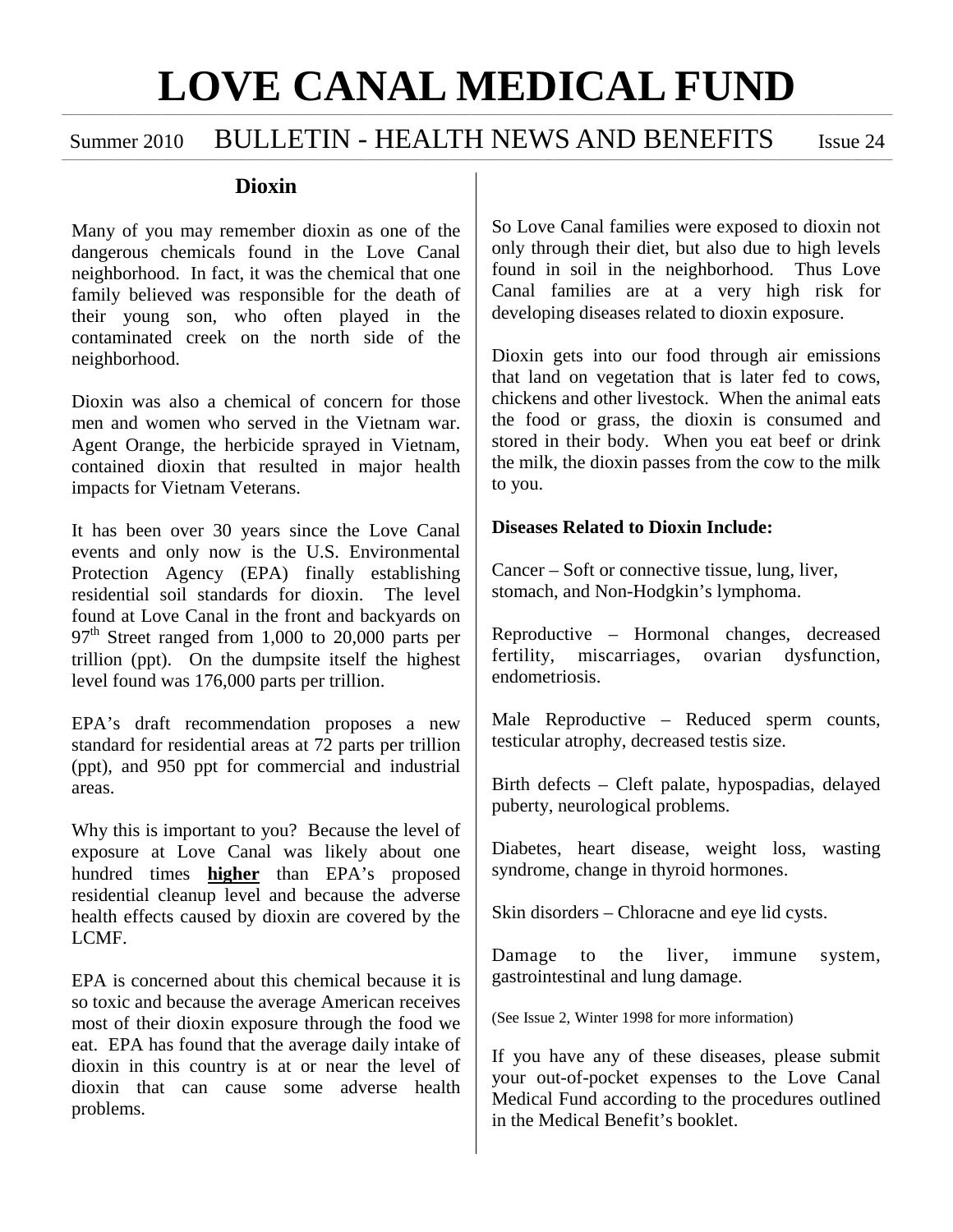# LOVE CANAL MEDICAL FUND

Summer 2010 BULLETIN - HEALTH NEWS AND BENEFITS Issue 24

## Dioxin

Many of you may remember dioxin as one of the dangerous chemicals found in the Love Canal neighborhood. In fact, it was the chemical that one family believed was responsible for the death of their young son, who often played in the contaminated creek on the north side of the neighborhood.

Dioxin was also a chemical of concern for those men and women who served in the Vietnam war. Agent Orange, the herbicide sprayed in Vietnam, contained dioxin that resulted in major health impacts for Vietnam Veterans.

It has been over 30 years since the Love Canal events and only now is the U.S. Environmental Protection Agency (EPA) finally establishing residential soil standards for dioxin. The level found at Love Canal in the front and backyards on 97th Street ranged from 1,000 to 20,000 parts per trillion (ppt). On the dumpsite itself the highest level found was 176,000 parts per trillion.

EPA's draft recommendation proposes a new standard for residential areas at 72 parts per trillion (ppt), and 950 ppt for commercial and industrial areas.

Why this is important to you? Because the level of exposure at Love Canal was likely about one hundred times **higher** than EPA's proposed residential cleanup level and because the adverse health effects caused by dioxin are covered by the LCMF.

EPA is concerned about this chemical because it is so toxic and because the average American receives most of their dioxin exposure through the food we eat. EPA has found that the average daily intake of dioxin in this country is at or near the level of dioxin that can cause some adverse health problems.

So Love Canal families were exposed to dioxin not only through their diet, but also due to high levels found in soil in the neighborhood. Thus Love Canal families are at a very high risk for developing diseases related to dioxin exposure.

Dioxin gets into our food through air emissions that land on vegetation that is later fed to cows, chickens and other livestock. When the animal eats the food or grass, the dioxin is consumed and stored in their body. When you eat beef or drink the milk, the dioxin passes from the cow to the milk to you.

**Diseases Related to Dioxin Include:**

Cancer – Soft or connective tissue, lung, liver, stomach, and Non-Hodgkin's lymphoma.

Reproductive – Hormonal changes, decreased fertility, miscarriages, ovarian dysfunction, endometriosis.

Male Reproductive – Reduced sperm counts, testicular atrophy, decreased testis size.

Birth defects – Cleft palate, hypospadias, delayed puberty, neurological problems.

Diabetes, heart disease, weight loss, wasting syndrome, change in thyroid hormones.

Skin disorders – Chloracne and eye lid cysts.

Damage to the liver, immune system, gastrointestinal and lung damage.

(See Issue 2, Winter 1998 for more information)

If you have any of these diseases, please submit your out-of-pocket expenses to the Love Canal Medical Fund according to the procedures outlined in the Medical Benefit's booklet.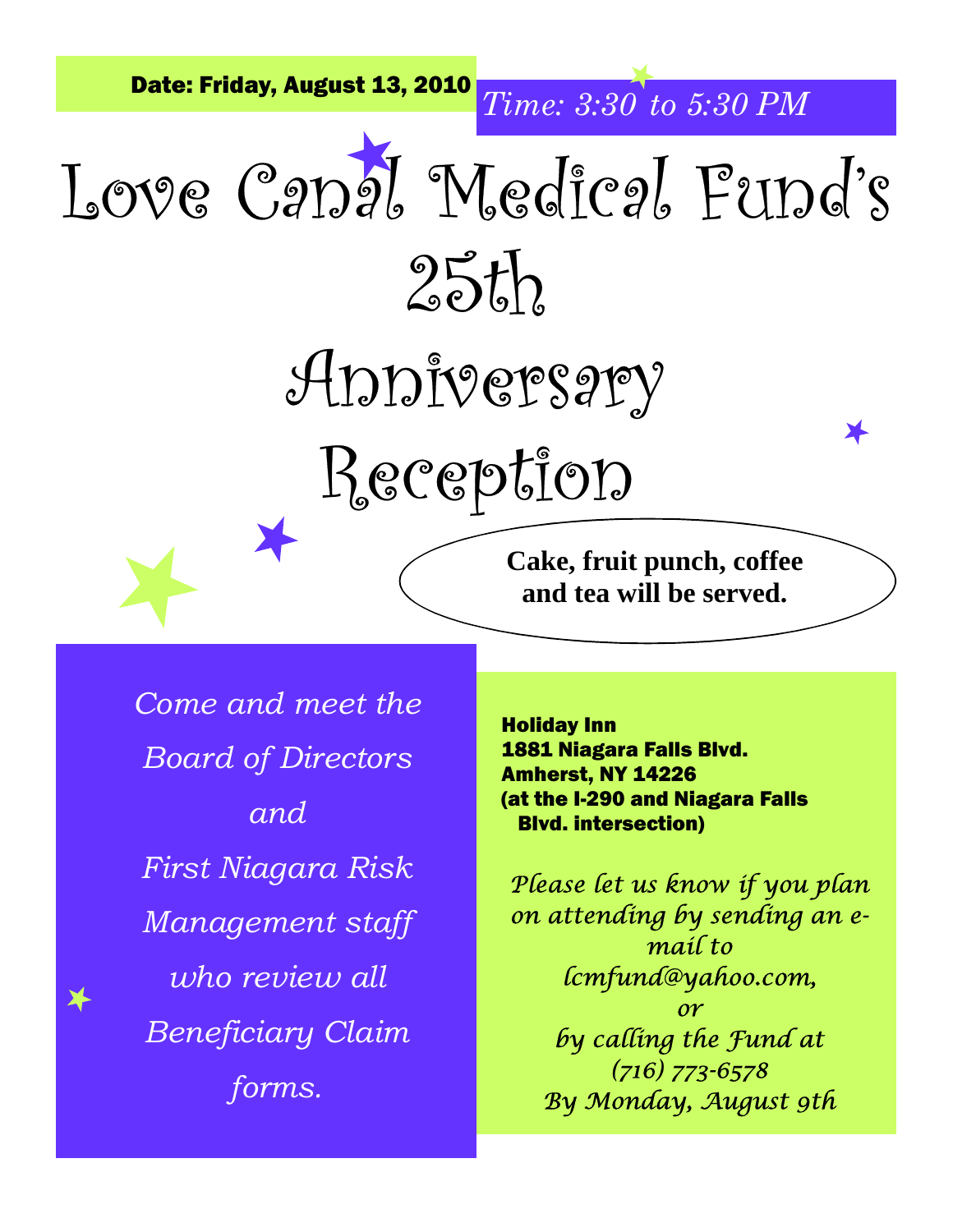**Date: Friday, August 13, 2010**

*Time: 3:30 to 5:30 PM*

# Love Canal Medical Fund's 25th Anniversary Reception

**Cake, fruit punch, coffee and tea will be served.**

*Come and meet the Board of Directors and First Niagara Risk Management staff who review all Beneficiary Claim forms.*

**Holiday Inn**
**1881 Niagara Falls Blvd.**
**Amherst, NY 14226**
**(at the I-290 and Niagara Falls Blvd. intersection)**

*Please let us know if you plan on attending by sending an e-mail to lcmfund@yahoo.com, or by calling the Fund at (716) 773-6578 By Monday, August 9th*